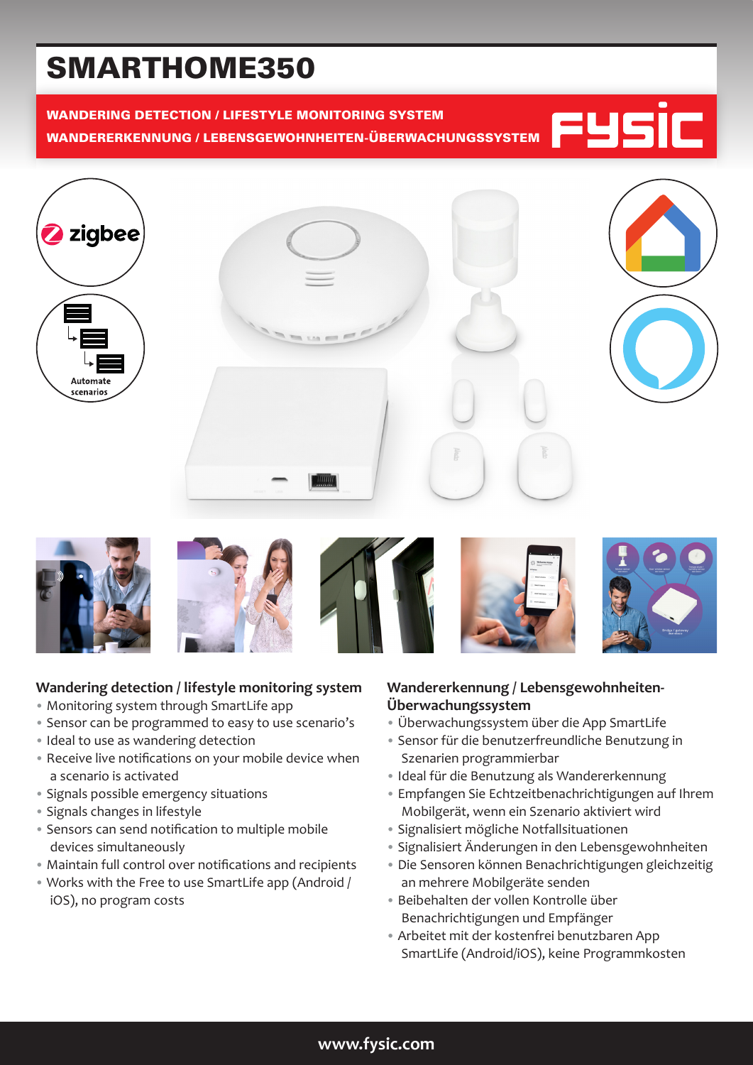# SMARTHOME350

**WANDERING DETECTION / LIFESTYLE MONITORING SYSTEM**

**WANDERERKENNUNG / LEBENSGEWOHNHEITEN-ÜBERWACHUNGSSYSTEM**

FYSIC

zigbee

Automate scenarios

## Wandering detection / lifestyle monitoring system

- Monitoring system through SmartLife app
- Sensor can be programmed to easy to use scenario's
- Ideal to use as wandering detection
- Receive live notifications on your mobile device when a scenario is activated
- Signals possible emergency situations
- Signals changes in lifestyle
- Sensors can send notification to multiple mobile devices simultaneously
- Maintain full control over notifications and recipients
- Works with the Free to use SmartLife app (Android / iOS), no program costs

## Wandererkennung / Lebensgewohnheiten-Überwachungssystem

- Überwachungssystem über die App SmartLife
- Sensor für die benutzerfreundliche Benutzung in Szenarien programmierbar
- Ideal für die Benutzung als Wandererkennung
- Empfangen Sie Echtzeitbenachrichtigungen auf Ihrem Mobilgerät, wenn ein Szenario aktiviert wird
- Signalisiert mögliche Notfallsituationen
- Signalisiert Änderungen in den Lebensgewohnheiten
- Die Sensoren können Benachrichtigungen gleichzeitig an mehrere Mobilgeräte senden
- Beibehalten der vollen Kontrolle über Benachrichtigungen und Empfänger
- Arbeitet mit der kostenfrei benutzbaren App SmartLife (Android/iOS), keine Programmkosten

www.fysic.com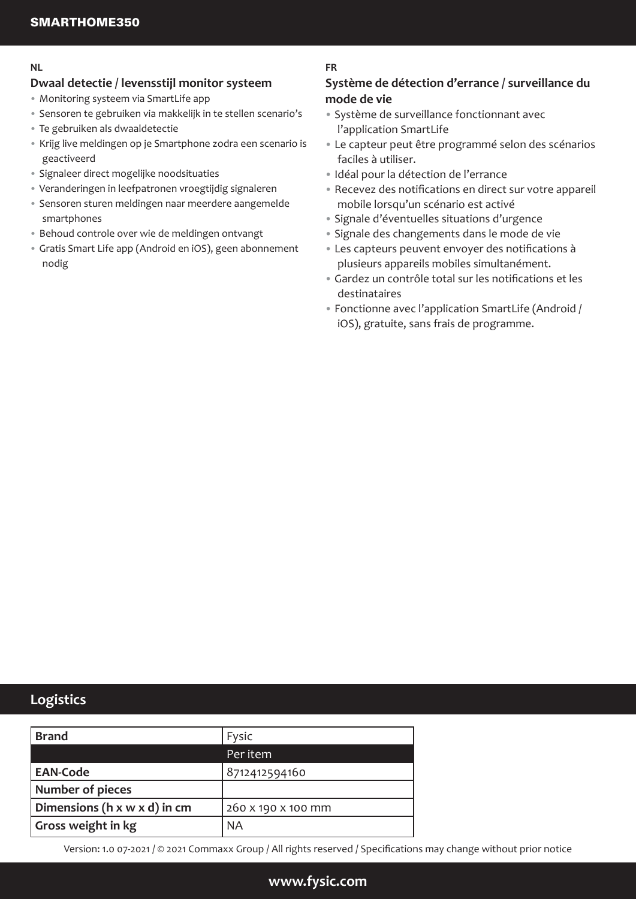NL

### Dwaal detectie / levensstijl monitor systeem

- Monitoring systeem via SmartLife app
- Sensoren te gebruiken via makkelijk in te stellen scenario's
- Te gebruiken als dwaaldetectie
- Krijg live meldingen op je Smartphone zodra een scenario is geactiveerd
- Signaleer direct mogelijke noodsituaties
- Veranderingen in leefpatronen vroegtijdig signaleren
- Sensoren sturen meldingen naar meerdere aangemelde smartphones
- Behoud controle over wie de meldingen ontvangt
- Gratis Smart Life app (Android en iOS), geen abonnement nodig

FR

### Système de détection d'errance / surveillance du mode de vie

- Système de surveillance fonctionnant avec l'application SmartLife
- Le capteur peut être programmé selon des scénarios faciles à utiliser.
- Idéal pour la détection de l'errance
- Recevez des notifications en direct sur votre appareil mobile lorsqu'un scénario est activé
- Signale d'éventuelles situations d'urgence
- Signale des changements dans le mode de vie
- Les capteurs peuvent envoyer des notifications à plusieurs appareils mobiles simultanément.
- Gardez un contrôle total sur les notifications et les destinataires
- Fonctionne avec l'application SmartLife (Android / iOS), gratuite, sans frais de programme.

## Logistics

| | |
|---|---|
| **Brand** | Fysic |
| | Per item |
| **EAN-Code** | 8712412594160 |
| **Number of pieces** | |
| **Dimensions (h x w x d) in cm** | 260 x 190 x 100 mm |
| **Gross weight in kg** | NA |

Version: 1.0 07-2021 / © 2021 Commaxx Group / All rights reserved / Specifications may change without prior notice

www.fysic.com